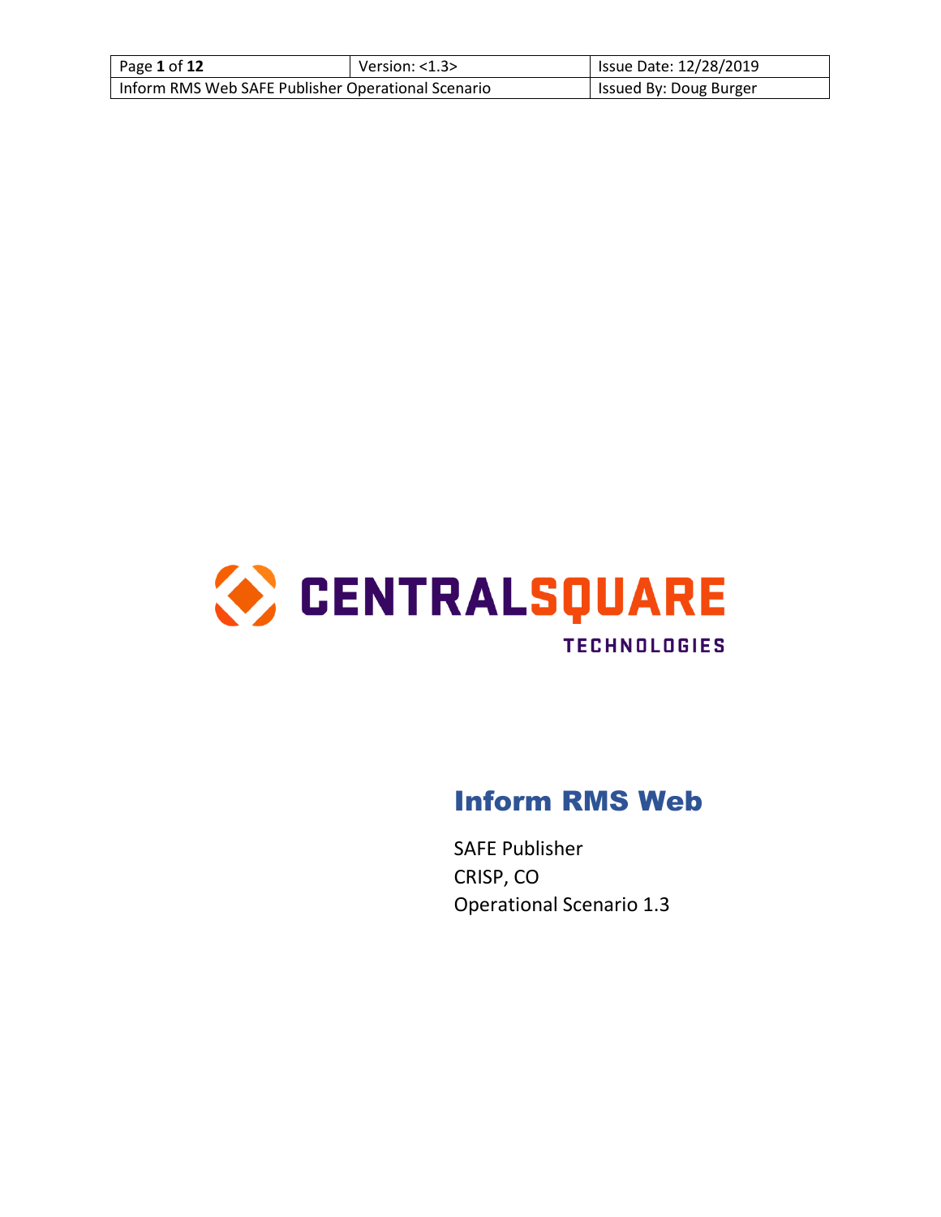# Inform RMS Web

SAFE Publisher
CRISP, CO
Operational Scenario 1.3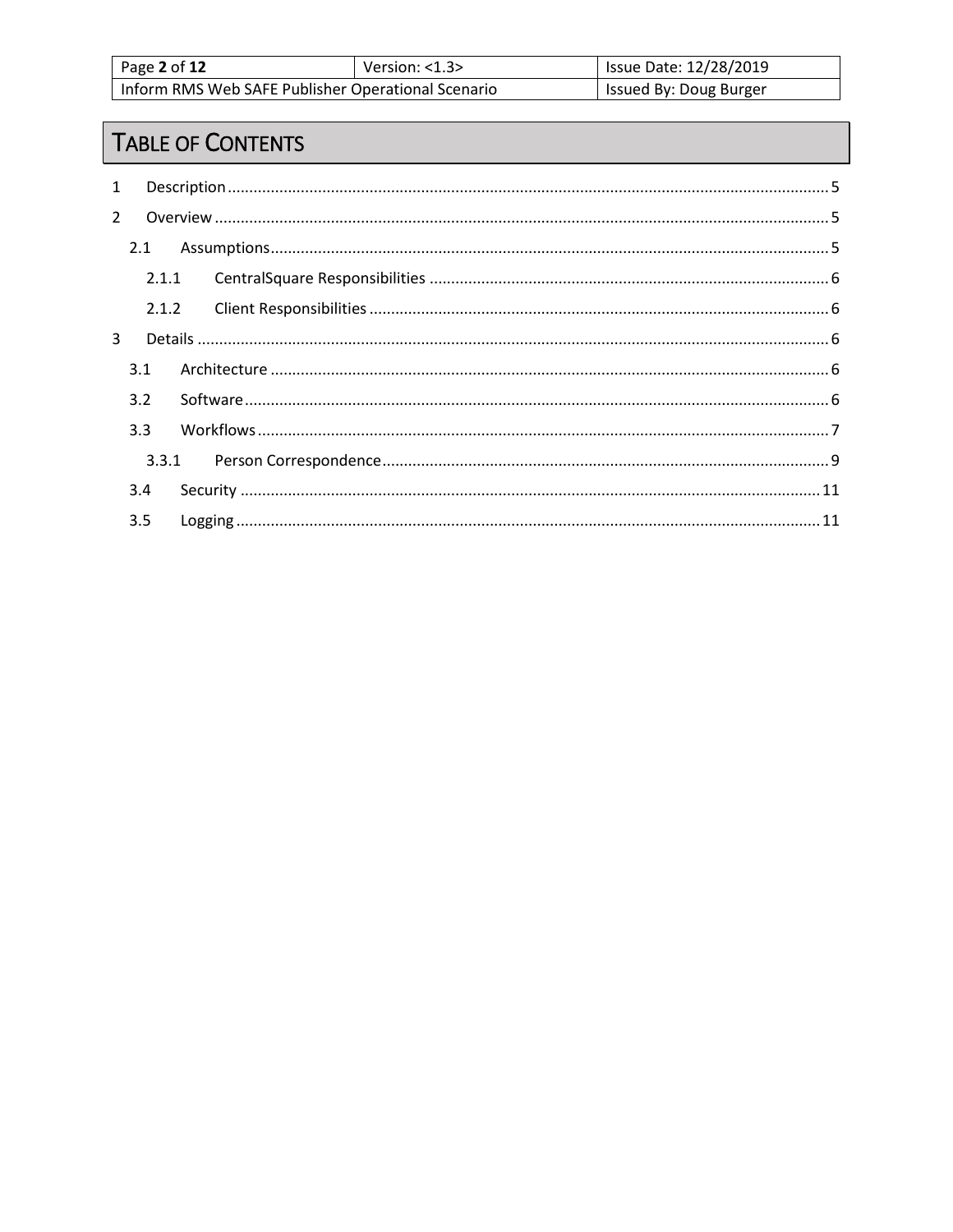# Table of Contents

- 1 Description ... 5
- 2 Overview ... 5
  - 2.1 Assumptions ... 5
    - 2.1.1 CentralSquare Responsibilities ... 6
    - 2.1.2 Client Responsibilities ... 6
- 3 Details ... 6
  - 3.1 Architecture ... 6
  - 3.2 Software ... 6
  - 3.3 Workflows ... 7
    - 3.3.1 Person Correspondence ... 9
  - 3.4 Security ... 11
  - 3.5 Logging ... 11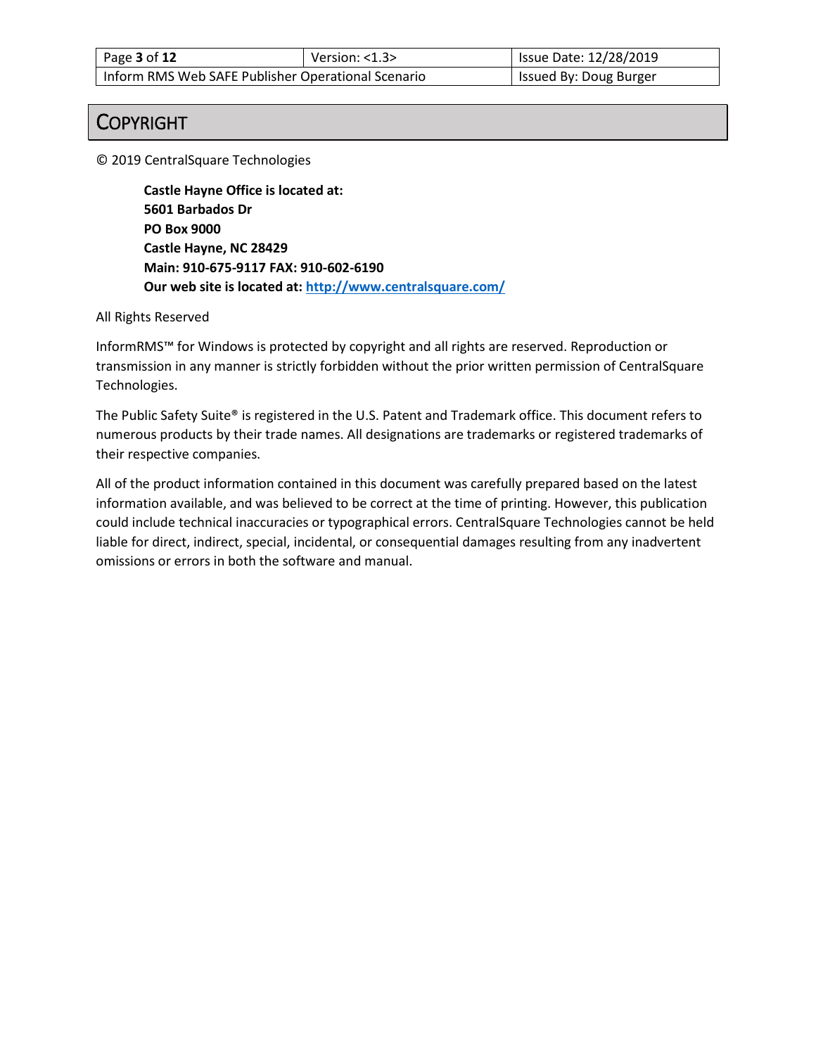# COPYRIGHT

© 2019 CentralSquare Technologies

**Castle Hayne Office is located at:**
**5601 Barbados Dr**
**PO Box 9000**
**Castle Hayne, NC 28429**
**Main: 910-675-9117 FAX: 910-602-6190**
**Our web site is located at: http://www.centralsquare.com/**

All Rights Reserved

InformRMS™ for Windows is protected by copyright and all rights are reserved. Reproduction or transmission in any manner is strictly forbidden without the prior written permission of CentralSquare Technologies.

The Public Safety Suite® is registered in the U.S. Patent and Trademark office. This document refers to numerous products by their trade names. All designations are trademarks or registered trademarks of their respective companies.

All of the product information contained in this document was carefully prepared based on the latest information available, and was believed to be correct at the time of printing. However, this publication could include technical inaccuracies or typographical errors. CentralSquare Technologies cannot be held liable for direct, indirect, special, incidental, or consequential damages resulting from any inadvertent omissions or errors in both the software and manual.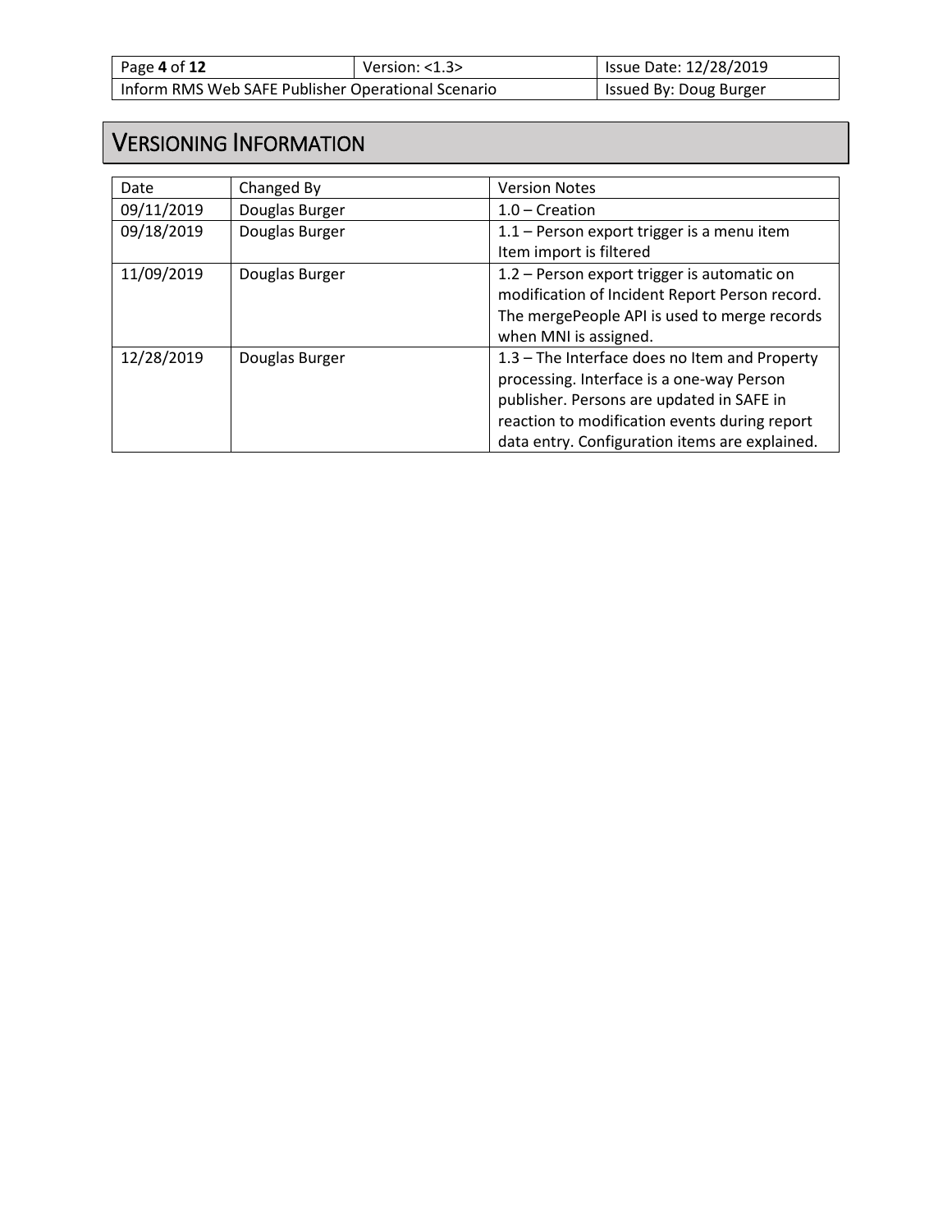# VERSIONING INFORMATION

| Date | Changed By | Version Notes |
| --- | --- | --- |
| 09/11/2019 | Douglas Burger | 1.0 – Creation |
| 09/18/2019 | Douglas Burger | 1.1 – Person export trigger is a menu item Item import is filtered |
| 11/09/2019 | Douglas Burger | 1.2 – Person export trigger is automatic on modification of Incident Report Person record. The mergePeople API is used to merge records when MNI is assigned. |
| 12/28/2019 | Douglas Burger | 1.3 – The Interface does no Item and Property processing. Interface is a one-way Person publisher. Persons are updated in SAFE in reaction to modification events during report data entry. Configuration items are explained. |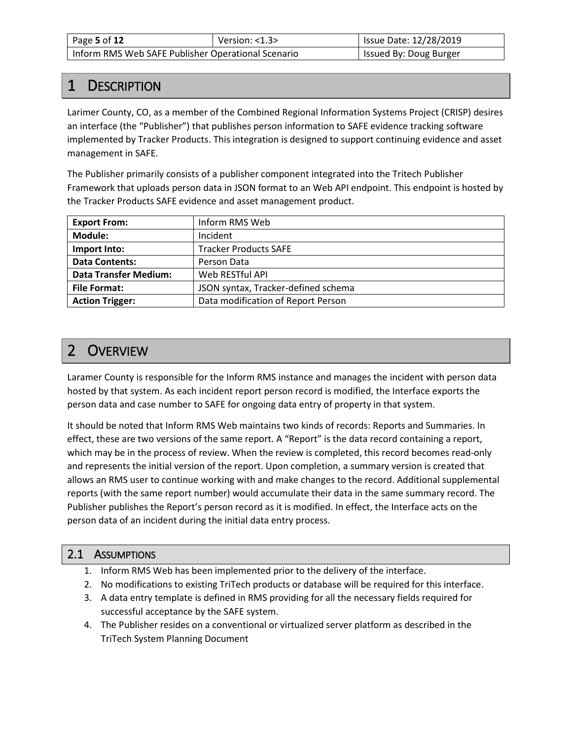# 1 Description

Larimer County, CO, as a member of the Combined Regional Information Systems Project (CRISP) desires an interface (the "Publisher") that publishes person information to SAFE evidence tracking software implemented by Tracker Products. This integration is designed to support continuing evidence and asset management in SAFE.

The Publisher primarily consists of a publisher component integrated into the Tritech Publisher Framework that uploads person data in JSON format to an Web API endpoint. This endpoint is hosted by the Tracker Products SAFE evidence and asset management product.

| | |
|---|---|
| **Export From:** | Inform RMS Web |
| **Module:** | Incident |
| **Import Into:** | Tracker Products SAFE |
| **Data Contents:** | Person Data |
| **Data Transfer Medium:** | Web RESTful API |
| **File Format:** | JSON syntax, Tracker-defined schema |
| **Action Trigger:** | Data modification of Report Person |

# 2 Overview

Laramer County is responsible for the Inform RMS instance and manages the incident with person data hosted by that system. As each incident report person record is modified, the Interface exports the person data and case number to SAFE for ongoing data entry of property in that system.

It should be noted that Inform RMS Web maintains two kinds of records: Reports and Summaries. In effect, these are two versions of the same report. A "Report" is the data record containing a report, which may be in the process of review. When the review is completed, this record becomes read-only and represents the initial version of the report. Upon completion, a summary version is created that allows an RMS user to continue working with and make changes to the record. Additional supplemental reports (with the same report number) would accumulate their data in the same summary record. The Publisher publishes the Report's person record as it is modified. In effect, the Interface acts on the person data of an incident during the initial data entry process.

## 2.1 Assumptions

1. Inform RMS Web has been implemented prior to the delivery of the interface.
2. No modifications to existing TriTech products or database will be required for this interface.
3. A data entry template is defined in RMS providing for all the necessary fields required for successful acceptance by the SAFE system.
4. The Publisher resides on a conventional or virtualized server platform as described in the TriTech System Planning Document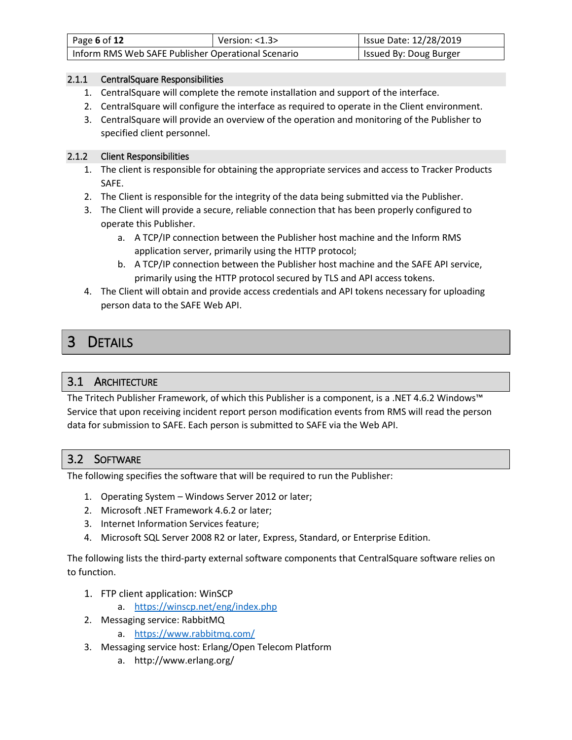#### 2.1.1 CentralSquare Responsibilities

1. CentralSquare will complete the remote installation and support of the interface.
2. CentralSquare will configure the interface as required to operate in the Client environment.
3. CentralSquare will provide an overview of the operation and monitoring of the Publisher to specified client personnel.

#### 2.1.2 Client Responsibilities

1. The client is responsible for obtaining the appropriate services and access to Tracker Products SAFE.
2. The Client is responsible for the integrity of the data being submitted via the Publisher.
3. The Client will provide a secure, reliable connection that has been properly configured to operate this Publisher.
    a. A TCP/IP connection between the Publisher host machine and the Inform RMS application server, primarily using the HTTP protocol;
    b. A TCP/IP connection between the Publisher host machine and the SAFE API service, primarily using the HTTP protocol secured by TLS and API access tokens.
4. The Client will obtain and provide access credentials and API tokens necessary for uploading person data to the SAFE Web API.

# 3 Details

## 3.1 Architecture

The Tritech Publisher Framework, of which this Publisher is a component, is a .NET 4.6.2 Windows™ Service that upon receiving incident report person modification events from RMS will read the person data for submission to SAFE. Each person is submitted to SAFE via the Web API.

## 3.2 Software

The following specifies the software that will be required to run the Publisher:

1. Operating System – Windows Server 2012 or later;
2. Microsoft .NET Framework 4.6.2 or later;
3. Internet Information Services feature;
4. Microsoft SQL Server 2008 R2 or later, Express, Standard, or Enterprise Edition.

The following lists the third-party external software components that CentralSquare software relies on to function.

1. FTP client application: WinSCP
    a. https://winscp.net/eng/index.php
2. Messaging service: RabbitMQ
    a. https://www.rabbitmq.com/
3. Messaging service host: Erlang/Open Telecom Platform
    a. http://www.erlang.org/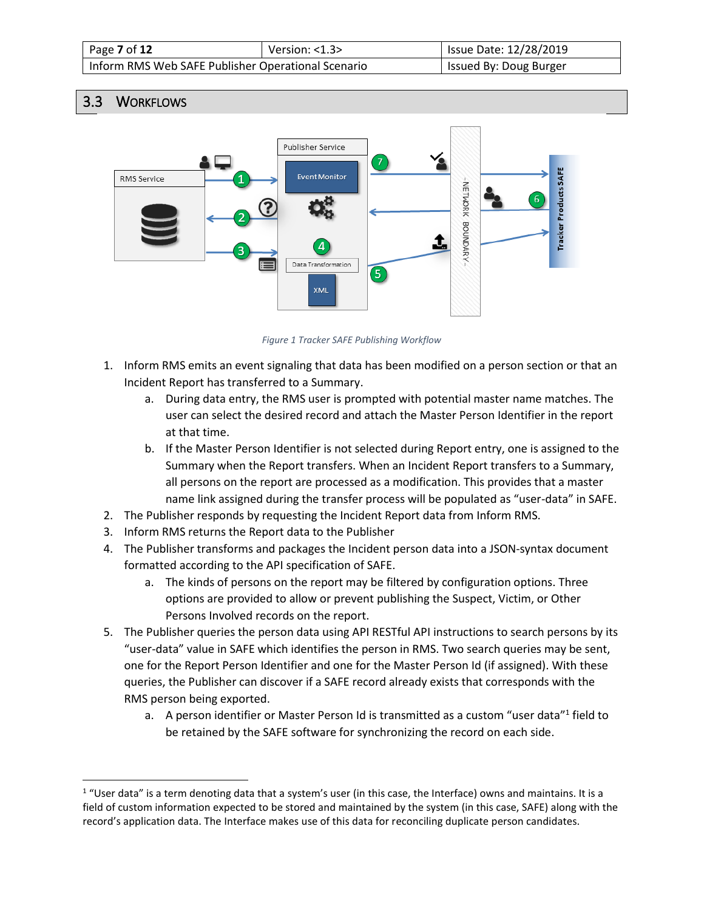## 3.3 Workflows

*Figure 1 Tracker SAFE Publishing Workflow*

1. Inform RMS emits an event signaling that data has been modified on a person section or that an Incident Report has transferred to a Summary.
   a. During data entry, the RMS user is prompted with potential master name matches. The user can select the desired record and attach the Master Person Identifier in the report at that time.
   b. If the Master Person Identifier is not selected during Report entry, one is assigned to the Summary when the Report transfers. When an Incident Report transfers to a Summary, all persons on the report are processed as a modification. This provides that a master name link assigned during the transfer process will be populated as "user-data" in SAFE.
2. The Publisher responds by requesting the Incident Report data from Inform RMS.
3. Inform RMS returns the Report data to the Publisher
4. The Publisher transforms and packages the Incident person data into a JSON-syntax document formatted according to the API specification of SAFE.
   a. The kinds of persons on the report may be filtered by configuration options. Three options are provided to allow or prevent publishing the Suspect, Victim, or Other Persons Involved records on the report.
5. The Publisher queries the person data using API RESTful API instructions to search persons by its "user-data" value in SAFE which identifies the person in RMS. Two search queries may be sent, one for the Report Person Identifier and one for the Master Person Id (if assigned). With these queries, the Publisher can discover if a SAFE record already exists that corresponds with the RMS person being exported.
   a. A person identifier or Master Person Id is transmitted as a custom "user data"[1] field to be retained by the SAFE software for synchronizing the record on each side.

[1] "User data" is a term denoting data that a system's user (in this case, the Interface) owns and maintains. It is a field of custom information expected to be stored and maintained by the system (in this case, SAFE) along with the record's application data. The Interface makes use of this data for reconciling duplicate person candidates.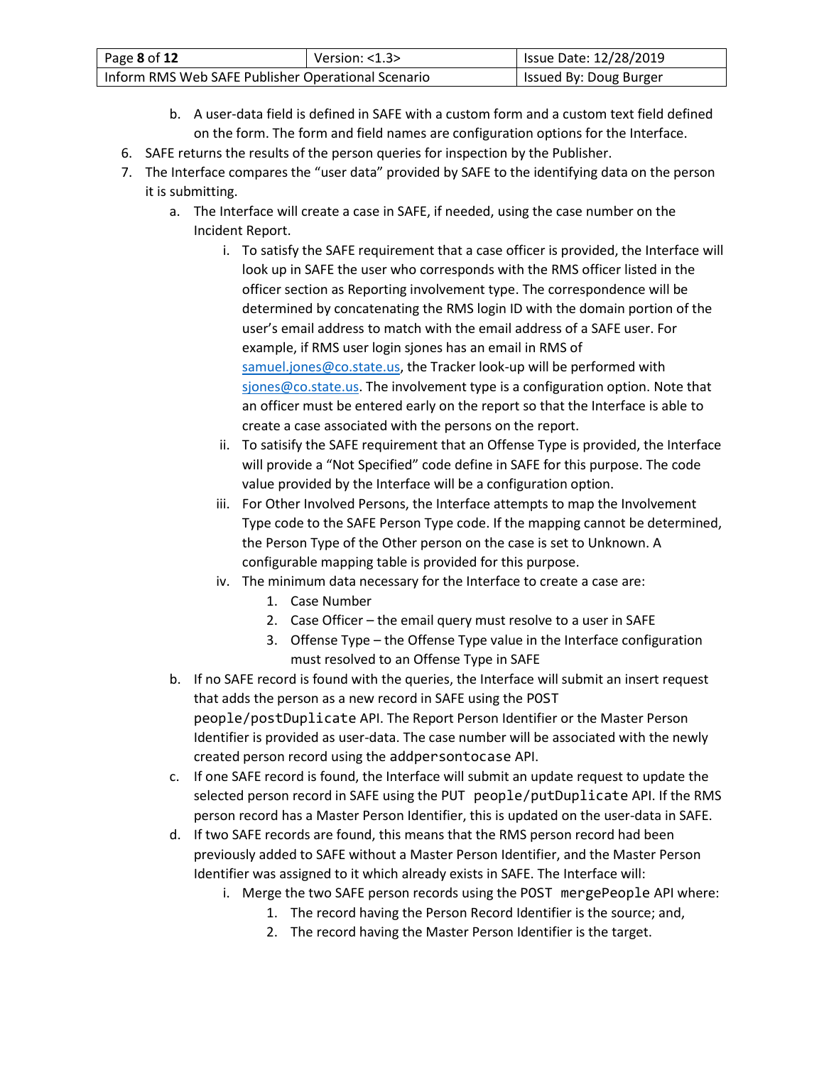b. A user-data field is defined in SAFE with a custom form and a custom text field defined on the form. The form and field names are configuration options for the Interface.

6. SAFE returns the results of the person queries for inspection by the Publisher.
7. The Interface compares the "user data" provided by SAFE to the identifying data on the person it is submitting.
   a. The Interface will create a case in SAFE, if needed, using the case number on the Incident Report.
      i. To satisfy the SAFE requirement that a case officer is provided, the Interface will look up in SAFE the user who corresponds with the RMS officer listed in the officer section as Reporting involvement type. The correspondence will be determined by concatenating the RMS login ID with the domain portion of the user's email address to match with the email address of a SAFE user. For example, if RMS user login sjones has an email in RMS of [samuel.jones@co.state.us](mailto:samuel.jones@co.state.us), the Tracker look-up will be performed with [sjones@co.state.us](mailto:sjones@co.state.us). The involvement type is a configuration option. Note that an officer must be entered early on the report so that the Interface is able to create a case associated with the persons on the report.
      ii. To satisify the SAFE requirement that an Offense Type is provided, the Interface will provide a "Not Specified" code define in SAFE for this purpose. The code value provided by the Interface will be a configuration option.
      iii. For Other Involved Persons, the Interface attempts to map the Involvement Type code to the SAFE Person Type code. If the mapping cannot be determined, the Person Type of the Other person on the case is set to Unknown. A configurable mapping table is provided for this purpose.
      iv. The minimum data necessary for the Interface to create a case are:
         1. Case Number
         2. Case Officer – the email query must resolve to a user in SAFE
         3. Offense Type – the Offense Type value in the Interface configuration must resolved to an Offense Type in SAFE
   b. If no SAFE record is found with the queries, the Interface will submit an insert request that adds the person as a new record in SAFE using the POST `people/postDuplicate` API. The Report Person Identifier or the Master Person Identifier is provided as user-data. The case number will be associated with the newly created person record using the `addpersontocase` API.
   c. If one SAFE record is found, the Interface will submit an update request to update the selected person record in SAFE using the PUT `people/putDuplicate` API. If the RMS person record has a Master Person Identifier, this is updated on the user-data in SAFE.
   d. If two SAFE records are found, this means that the RMS person record had been previously added to SAFE without a Master Person Identifier, and the Master Person Identifier was assigned to it which already exists in SAFE. The Interface will:
      i. Merge the two SAFE person records using the POST `mergePeople` API where:
         1. The record having the Person Record Identifier is the source; and,
         2. The record having the Master Person Identifier is the target.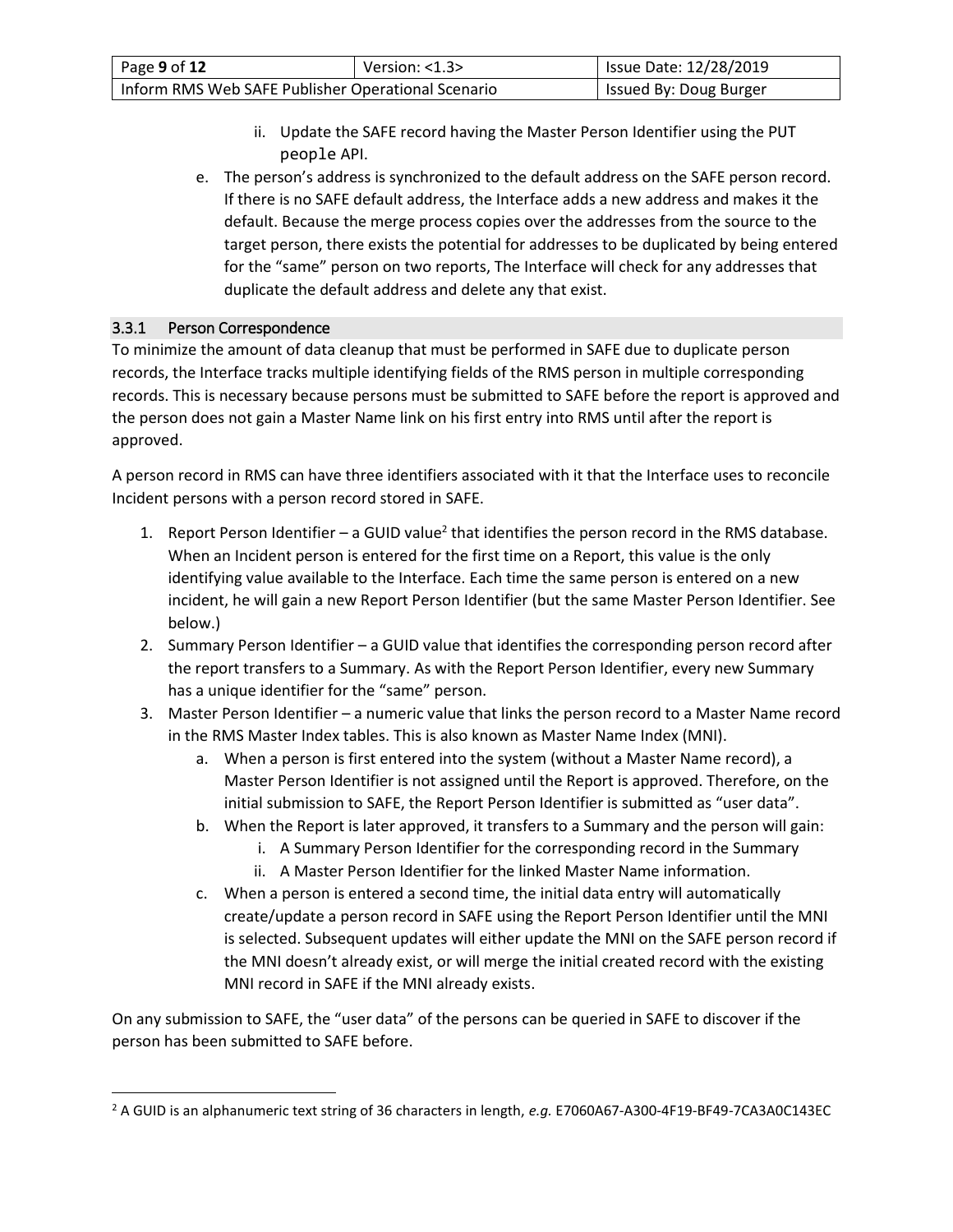ii. Update the SAFE record having the Master Person Identifier using the PUT `people` API.

e. The person's address is synchronized to the default address on the SAFE person record. If there is no SAFE default address, the Interface adds a new address and makes it the default. Because the merge process copies over the addresses from the source to the target person, there exists the potential for addresses to be duplicated by being entered for the "same" person on two reports, The Interface will check for any addresses that duplicate the default address and delete any that exist.

### 3.3.1 Person Correspondence

To minimize the amount of data cleanup that must be performed in SAFE due to duplicate person records, the Interface tracks multiple identifying fields of the RMS person in multiple corresponding records. This is necessary because persons must be submitted to SAFE before the report is approved and the person does not gain a Master Name link on his first entry into RMS until after the report is approved.

A person record in RMS can have three identifiers associated with it that the Interface uses to reconcile Incident persons with a person record stored in SAFE.

1. Report Person Identifier – a GUID value[2] that identifies the person record in the RMS database. When an Incident person is entered for the first time on a Report, this value is the only identifying value available to the Interface. Each time the same person is entered on a new incident, he will gain a new Report Person Identifier (but the same Master Person Identifier. See below.)
2. Summary Person Identifier – a GUID value that identifies the corresponding person record after the report transfers to a Summary. As with the Report Person Identifier, every new Summary has a unique identifier for the "same" person.
3. Master Person Identifier – a numeric value that links the person record to a Master Name record in the RMS Master Index tables. This is also known as Master Name Index (MNI).
   a. When a person is first entered into the system (without a Master Name record), a Master Person Identifier is not assigned until the Report is approved. Therefore, on the initial submission to SAFE, the Report Person Identifier is submitted as "user data".
   b. When the Report is later approved, it transfers to a Summary and the person will gain:
      i. A Summary Person Identifier for the corresponding record in the Summary
      ii. A Master Person Identifier for the linked Master Name information.
   c. When a person is entered a second time, the initial data entry will automatically create/update a person record in SAFE using the Report Person Identifier until the MNI is selected. Subsequent updates will either update the MNI on the SAFE person record if the MNI doesn't already exist, or will merge the initial created record with the existing MNI record in SAFE if the MNI already exists.

On any submission to SAFE, the "user data" of the persons can be queried in SAFE to discover if the person has been submitted to SAFE before.

---

[2] A GUID is an alphanumeric text string of 36 characters in length, *e.g.* E7060A67-A300-4F19-BF49-7CA3A0C143EC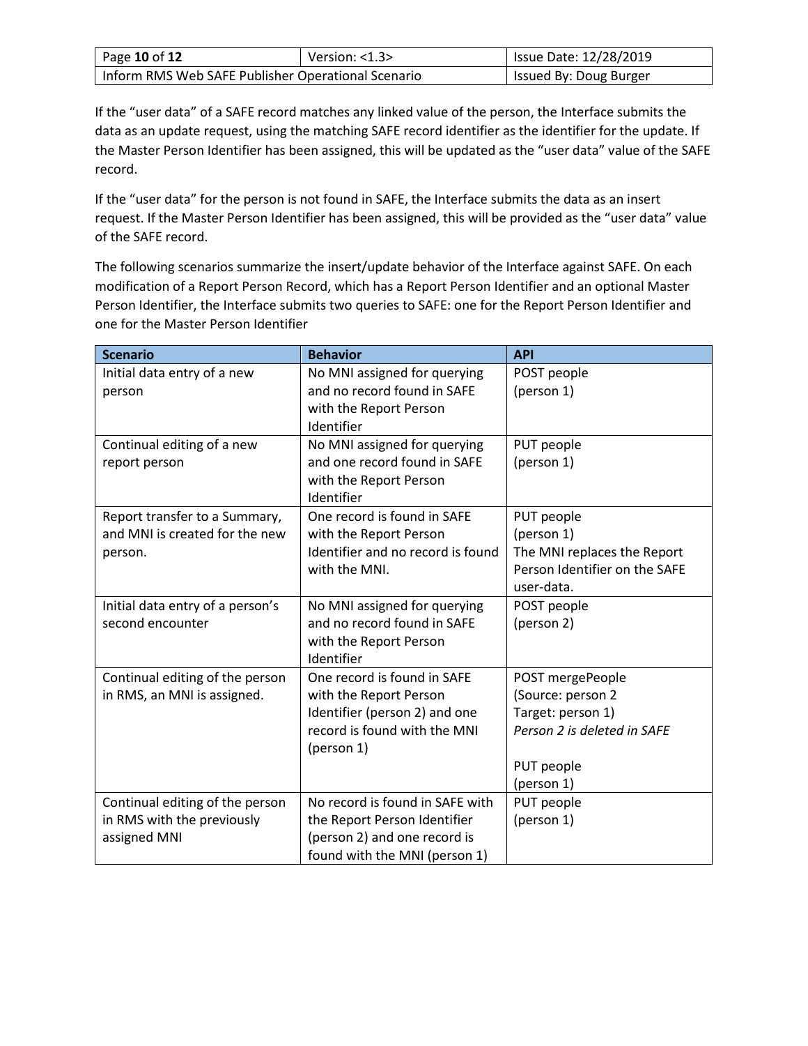If the “user data” of a SAFE record matches any linked value of the person, the Interface submits the data as an update request, using the matching SAFE record identifier as the identifier for the update. If the Master Person Identifier has been assigned, this will be updated as the “user data” value of the SAFE record.

If the “user data” for the person is not found in SAFE, the Interface submits the data as an insert request. If the Master Person Identifier has been assigned, this will be provided as the “user data” value of the SAFE record.

The following scenarios summarize the insert/update behavior of the Interface against SAFE. On each modification of a Report Person Record, which has a Report Person Identifier and an optional Master Person Identifier, the Interface submits two queries to SAFE: one for the Report Person Identifier and one for the Master Person Identifier

| Scenario | Behavior | API |
|---|---|---|
| Initial data entry of a new person | No MNI assigned for querying and no record found in SAFE with the Report Person Identifier | POST people (person 1) |
| Continual editing of a new report person | No MNI assigned for querying and one record found in SAFE with the Report Person Identifier | PUT people (person 1) |
| Report transfer to a Summary, and MNI is created for the new person. | One record is found in SAFE with the Report Person Identifier and no record is found with the MNI. | PUT people (person 1) The MNI replaces the Report Person Identifier on the SAFE user-data. |
| Initial data entry of a person’s second encounter | No MNI assigned for querying and no record found in SAFE with the Report Person Identifier | POST people (person 2) |
| Continual editing of the person in RMS, an MNI is assigned. | One record is found in SAFE with the Report Person Identifier (person 2) and one record is found with the MNI (person 1) | POST mergePeople (Source: person 2 Target: person 1) *Person 2 is deleted in SAFE* PUT people (person 1) |
| Continual editing of the person in RMS with the previously assigned MNI | No record is found in SAFE with the Report Person Identifier (person 2) and one record is found with the MNI (person 1) | PUT people (person 1) |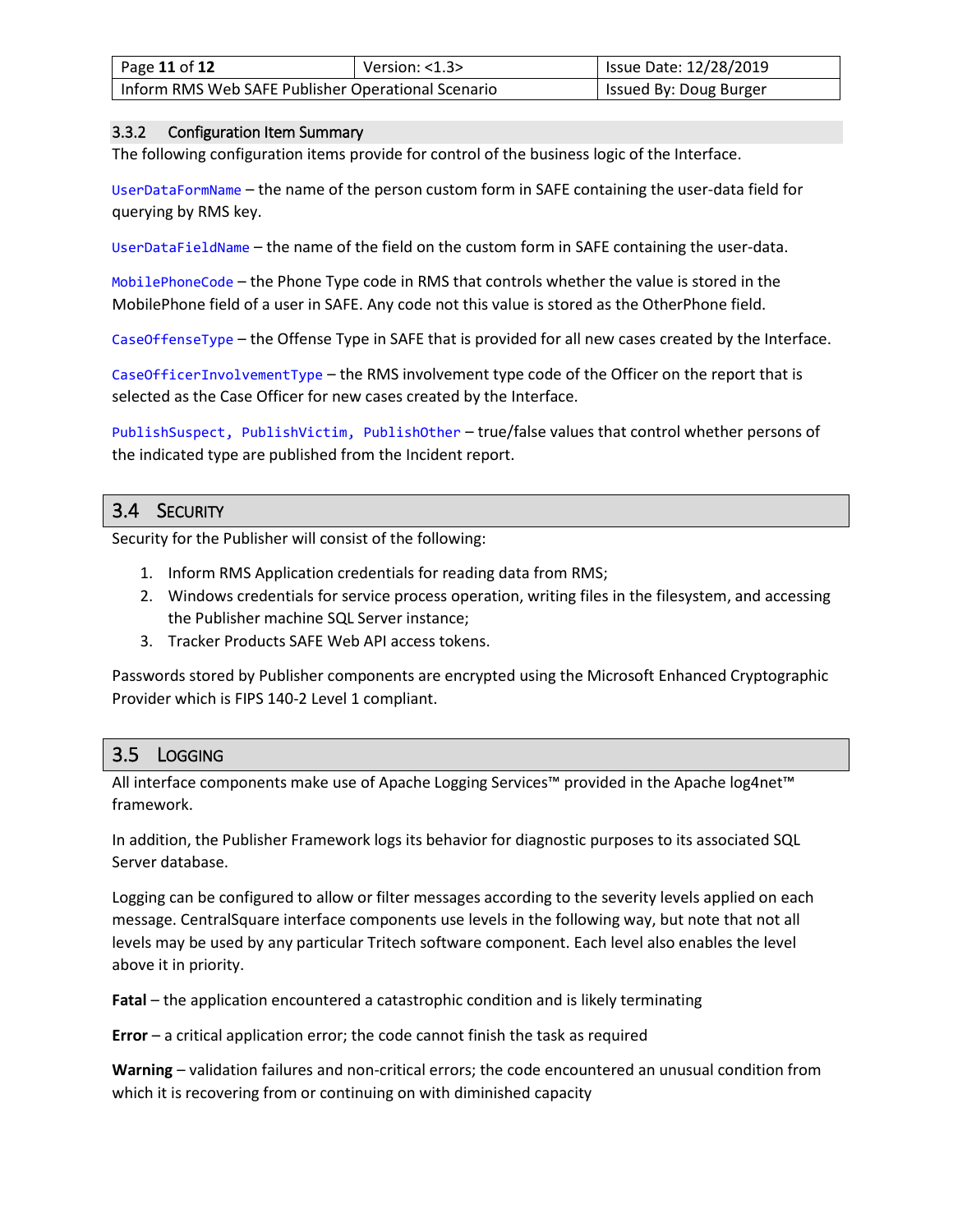### 3.3.2 Configuration Item Summary

The following configuration items provide for control of the business logic of the Interface.

`UserDataFormName` – the name of the person custom form in SAFE containing the user-data field for querying by RMS key.

`UserDataFieldName` – the name of the field on the custom form in SAFE containing the user-data.

`MobilePhoneCode` – the Phone Type code in RMS that controls whether the value is stored in the MobilePhone field of a user in SAFE. Any code not this value is stored as the OtherPhone field.

`CaseOffenseType` – the Offense Type in SAFE that is provided for all new cases created by the Interface.

`CaseOfficerInvolvementType` – the RMS involvement type code of the Officer on the report that is selected as the Case Officer for new cases created by the Interface.

`PublishSuspect, PublishVictim, PublishOther` – true/false values that control whether persons of the indicated type are published from the Incident report.

## 3.4 Security

Security for the Publisher will consist of the following:

1. Inform RMS Application credentials for reading data from RMS;
2. Windows credentials for service process operation, writing files in the filesystem, and accessing the Publisher machine SQL Server instance;
3. Tracker Products SAFE Web API access tokens.

Passwords stored by Publisher components are encrypted using the Microsoft Enhanced Cryptographic Provider which is FIPS 140-2 Level 1 compliant.

## 3.5 Logging

All interface components make use of Apache Logging Services™ provided in the Apache log4net™ framework.

In addition, the Publisher Framework logs its behavior for diagnostic purposes to its associated SQL Server database.

Logging can be configured to allow or filter messages according to the severity levels applied on each message. CentralSquare interface components use levels in the following way, but note that not all levels may be used by any particular Tritech software component. Each level also enables the level above it in priority.

**Fatal** – the application encountered a catastrophic condition and is likely terminating

**Error** – a critical application error; the code cannot finish the task as required

**Warning** – validation failures and non-critical errors; the code encountered an unusual condition from which it is recovering from or continuing on with diminished capacity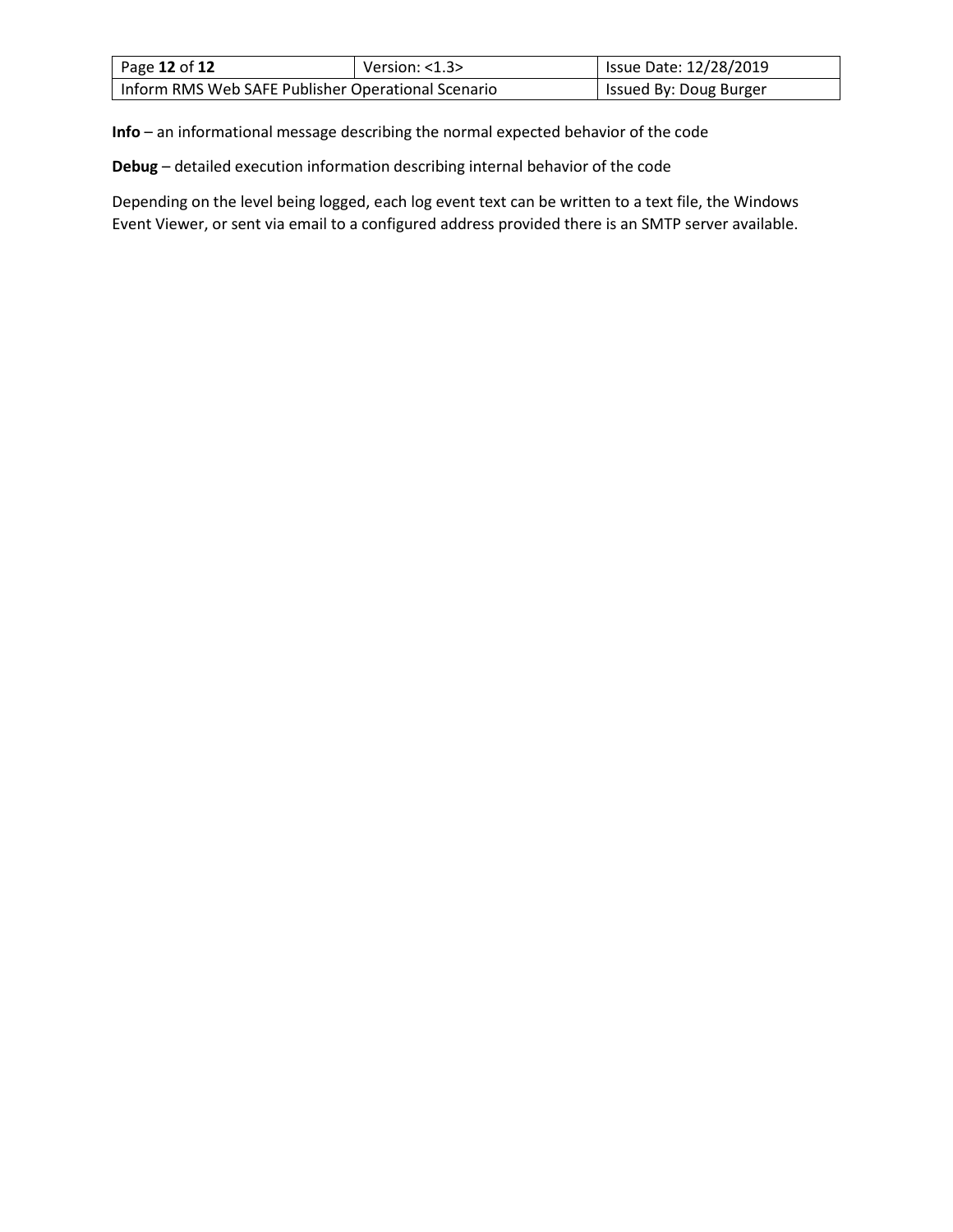**Info** – an informational message describing the normal expected behavior of the code

**Debug** – detailed execution information describing internal behavior of the code

Depending on the level being logged, each log event text can be written to a text file, the Windows Event Viewer, or sent via email to a configured address provided there is an SMTP server available.